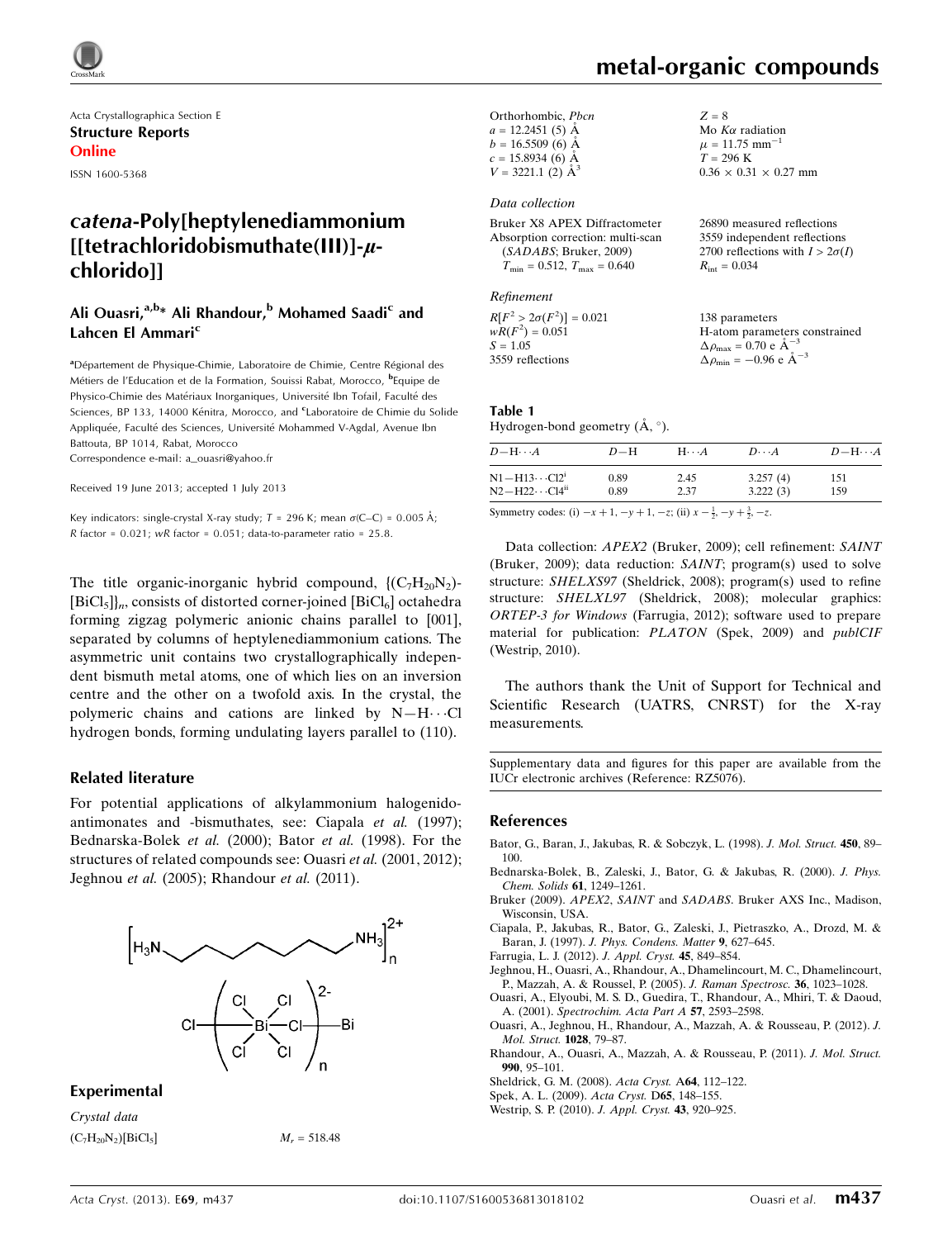Acta Crystallographica Section E

**Structure Reports Online**

ISSN 1600-5368

# *catena*-Poly[heptylenediammonium [[tetrachloridobismuthate(III)]-μ-chlorido]]

**Ali Ouasri,[a,b]* Ali Rhandour,[b] Mohamed Saadi[c] and Lahcen El Ammari[c]**

[a]Département de Physique-Chimie, Laboratoire de Chimie, Centre Régional des Métiers de l'Education et de la Formation, Souissi Rabat, Morocco, [b]Equipe de Physico-Chimie des Matériaux Inorganiques, Université Ibn Tofail, Faculté des Sciences, BP 133, 14000 Kénitra, Morocco, and [c]Laboratoire de Chimie du Solide Appliquée, Faculté des Sciences, Université Mohammed V-Agdal, Avenue Ibn Battouta, BP 1014, Rabat, Morocco

Correspondence e-mail: a_ouasri@yahoo.fr

Received 19 June 2013; accepted 1 July 2013

Key indicators: single-crystal X-ray study; $T = 296$ K; mean $\sigma$(C–C) = 0.005 Å; $R$ factor = 0.021; $wR$ factor = 0.051; data-to-parameter ratio = 25.8.

The title organic-inorganic hybrid compound, $\{(C_7H_{20}N_2)[BiCl_5]\}_n$, consists of distorted corner-joined $[BiCl_6]$ octahedra forming zigzag polymeric anionic chains parallel to [001], separated by columns of heptylenediammonium cations. The asymmetric unit contains two crystallographically independent bismuth metal atoms, one of which lies on an inversion centre and the other on a twofold axis. In the crystal, the polymeric chains and cations are linked by N—H⋯Cl hydrogen bonds, forming undulating layers parallel to (110).

## Related literature

For potential applications of alkylammonium halogenido-antimonates and -bismuthates, see: Ciapala *et al.* (1997); Bednarska-Bolek *et al.* (2000); Bator *et al.* (1998). For the structures of related compounds see: Ouasri *et al.* (2001, 2012); Jeghnou *et al.* (2005); Rhandour *et al.* (2011).

## Experimental

*Crystal data*

$(C_7H_{20}N_2)[BiCl_5]$

$M_r = 518.48$

Orthorhombic, *Pbcn*

$a = 12.2451$ (5) Å

$b = 16.5509$ (6) Å

$c = 15.8934$ (6) Å

$V = 3221.1$ (2) Å$^3$

$Z = 8$

Mo $K\alpha$ radiation

$\mu = 11.75$ mm$^{-1}$

$T = 296$ K

0.36 × 0.31 × 0.27 mm

*Data collection*

Bruker X8 APEX Diffractometer

Absorption correction: multi-scan (*SADABS*; Bruker, 2009)

$T_{min} = 0.512$, $T_{max} = 0.640$

26890 measured reflections

3559 independent reflections

2700 reflections with $I > 2\sigma(I)$

$R_{int} = 0.034$

*Refinement*

$R[F^2 > 2\sigma(F^2)] = 0.021$

$wR(F^2) = 0.051$

$S = 1.05$

3559 reflections

138 parameters

H-atom parameters constrained

$\Delta\rho_{max} = 0.70$ e Å$^{-3}$

$\Delta\rho_{min} = -0.96$ e Å$^{-3}$

**Table 1**
Hydrogen-bond geometry (Å, °).

| $D$—H⋯$A$ | $D$—H | H⋯$A$ | $D$⋯$A$ | $D$—H⋯$A$ |
|---|---|---|---|---|
| N1—H13⋯Cl2[i] | 0.89 | 2.45 | 3.257 (4) | 151 |
| N2—H22⋯Cl4[ii] | 0.89 | 2.37 | 3.222 (3) | 159 |

Symmetry codes: (i) $-x+1, -y+1, -z$; (ii) $x-\frac{1}{2}, -y+\frac{3}{2}, -z$.

Data collection: *APEX2* (Bruker, 2009); cell refinement: *SAINT* (Bruker, 2009); data reduction: *SAINT*; program(s) used to solve structure: *SHELXS97* (Sheldrick, 2008); program(s) used to refine structure: *SHELXL97* (Sheldrick, 2008); molecular graphics: *ORTEP-3 for Windows* (Farrugia, 2012); software used to prepare material for publication: *PLATON* (Spek, 2009) and *publCIF* (Westrip, 2010).

The authors thank the Unit of Support for Technical and Scientific Research (UATRS, CNRST) for the X-ray measurements.

Supplementary data and figures for this paper are available from the IUCr electronic archives (Reference: RZ5076).

## References

Bator, G., Baran, J., Jakubas, R. & Sobczyk, L. (1998). *J. Mol. Struct.* **450**, 89–100.

Bednarska-Bolek, B., Zaleski, J., Bator, G. & Jakubas, R. (2000). *J. Phys. Chem. Solids* **61**, 1249–1261.

Bruker (2009). *APEX2*, *SAINT* and *SADABS*. Bruker AXS Inc., Madison, Wisconsin, USA.

Ciapala, P., Jakubas, R., Bator, G., Zaleski, J., Pietraszko, A., Drozd, M. & Baran, J. (1997). *J. Phys. Condens. Matter* **9**, 627–645.

Farrugia, L. J. (2012). *J. Appl. Cryst.* **45**, 849–854.

Jeghnou, H., Ouasri, A., Rhandour, A., Dhamelincourt, M. C., Dhamelincourt, P., Mazzah, A. & Roussel, P. (2005). *J. Raman Spectrosc.* **36**, 1023–1028.

Ouasri, A., Elyoubi, M. S. D., Guedira, T., Rhandour, A., Mhiri, T. & Daoud, A. (2001). *Spectrochim. Acta Part A* **57**, 2593–2598.

Ouasri, A., Jeghnou, H., Rhandour, A., Mazzah, A. & Rousseau, P. (2012). *J. Mol. Struct.* **1028**, 79–87.

Rhandour, A., Ouasri, A., Mazzah, A. & Rousseau, P. (2011). *J. Mol. Struct.* **990**, 95–101.

Sheldrick, G. M. (2008). *Acta Cryst.* A**64**, 112–122.

Spek, A. L. (2009). *Acta Cryst.* D**65**, 148–155.

Westrip, S. P. (2010). *J. Appl. Cryst.* **43**, 920–925.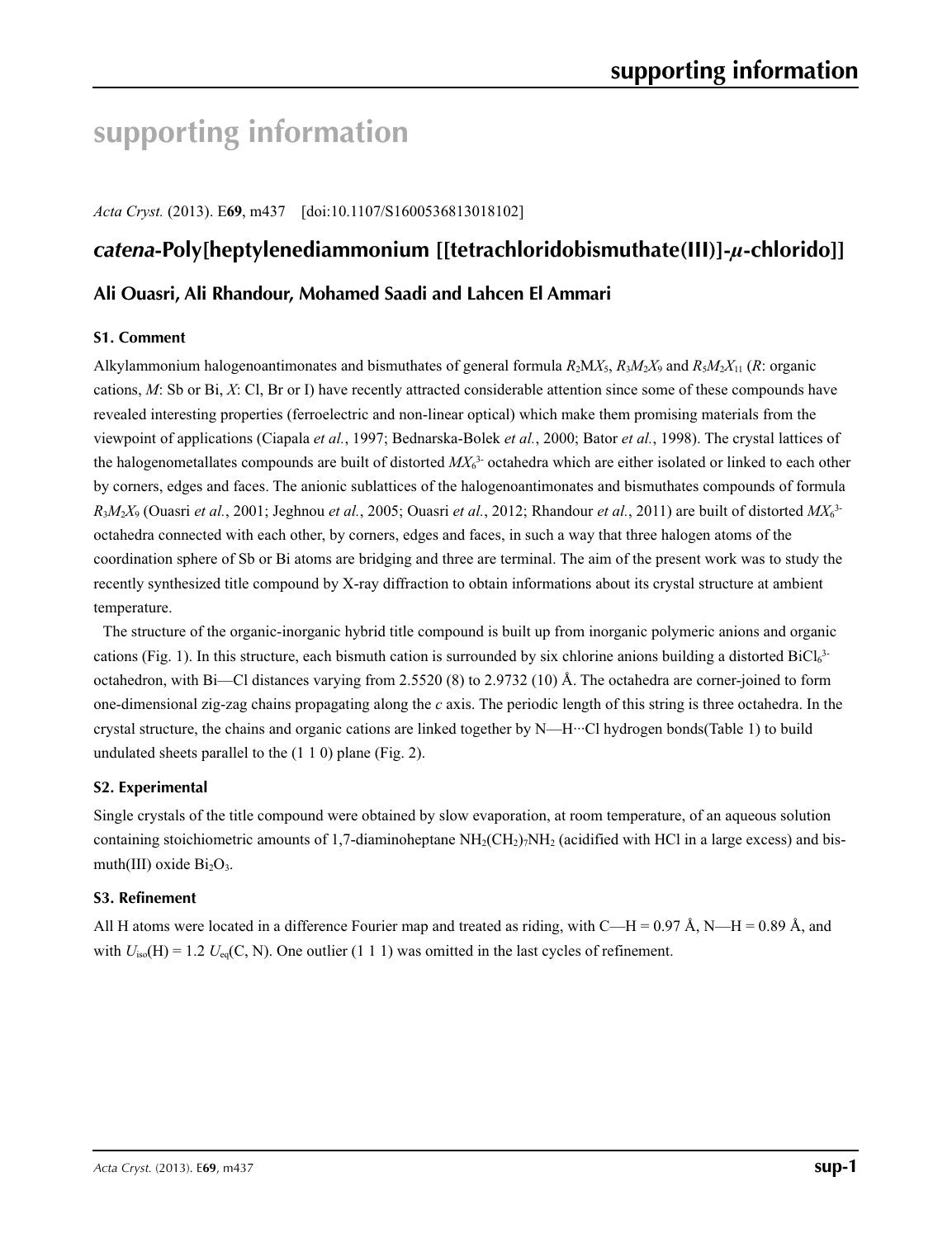# supporting information

*Acta Cryst.* (2013). E**69**, m437 [doi:10.1107/S1600536813018102]

## *catena*-Poly[heptylenediammonium [[tetrachloridobismuthate(III)]-$\mu$-chlorido]]

### Ali Ouasri, Ali Rhandour, Mohamed Saadi and Lahcen El Ammari

#### S1. Comment

Alkylammonium halogenoantimonates and bismuthates of general formula $R_2MX_5$, $R_3M_2X_9$ and $R_5M_2X_{11}$ (*R*: organic cations, *M*: Sb or Bi, *X*: Cl, Br or I) have recently attracted considerable attention since some of these compounds have revealed interesting properties (ferroelectric and non-linear optical) which make them promising materials from the viewpoint of applications (Ciapala *et al.*, 1997; Bednarska-Bolek *et al.*, 2000; Bator *et al.*, 1998). The crystal lattices of the halogenometallates compounds are built of distorted $MX_6^{3-}$ octahedra which are either isolated or linked to each other by corners, edges and faces. The anionic sublattices of the halogenoantimonates and bismuthates compounds of formula $R_3M_2X_9$ (Ouasri *et al.*, 2001; Jeghnou *et al.*, 2005; Ouasri *et al.*, 2012; Rhandour *et al.*, 2011) are built of distorted $MX_6^{3-}$ octahedra connected with each other, by corners, edges and faces, in such a way that three halogen atoms of the coordination sphere of Sb or Bi atoms are bridging and three are terminal. The aim of the present work was to study the recently synthesized title compound by X-ray diffraction to obtain informations about its crystal structure at ambient temperature.

The structure of the organic-inorganic hybrid title compound is built up from inorganic polymeric anions and organic cations (Fig. 1). In this structure, each bismuth cation is surrounded by six chlorine anions building a distorted $BiCl_6^{3-}$ octahedron, with Bi—Cl distances varying from 2.5520 (8) to 2.9732 (10) Å. The octahedra are corner-joined to form one-dimensional zig-zag chains propagating along the *c* axis. The periodic length of this string is three octahedra. In the crystal structure, the chains and organic cations are linked together by N—H···Cl hydrogen bonds(Table 1) to build undulated sheets parallel to the (1 1 0) plane (Fig. 2).

#### S2. Experimental

Single crystals of the title compound were obtained by slow evaporation, at room temperature, of an aqueous solution containing stoichiometric amounts of 1,7-diaminoheptane $NH_2(CH_2)_7NH_2$ (acidified with HCl in a large excess) and bismuth(III) oxide $Bi_2O_3$.

#### S3. Refinement

All H atoms were located in a difference Fourier map and treated as riding, with C—H = 0.97 Å, N—H = 0.89 Å, and with $U_{iso}(H) = 1.2 U_{eq}(C, N)$. One outlier (1 1 1) was omitted in the last cycles of refinement.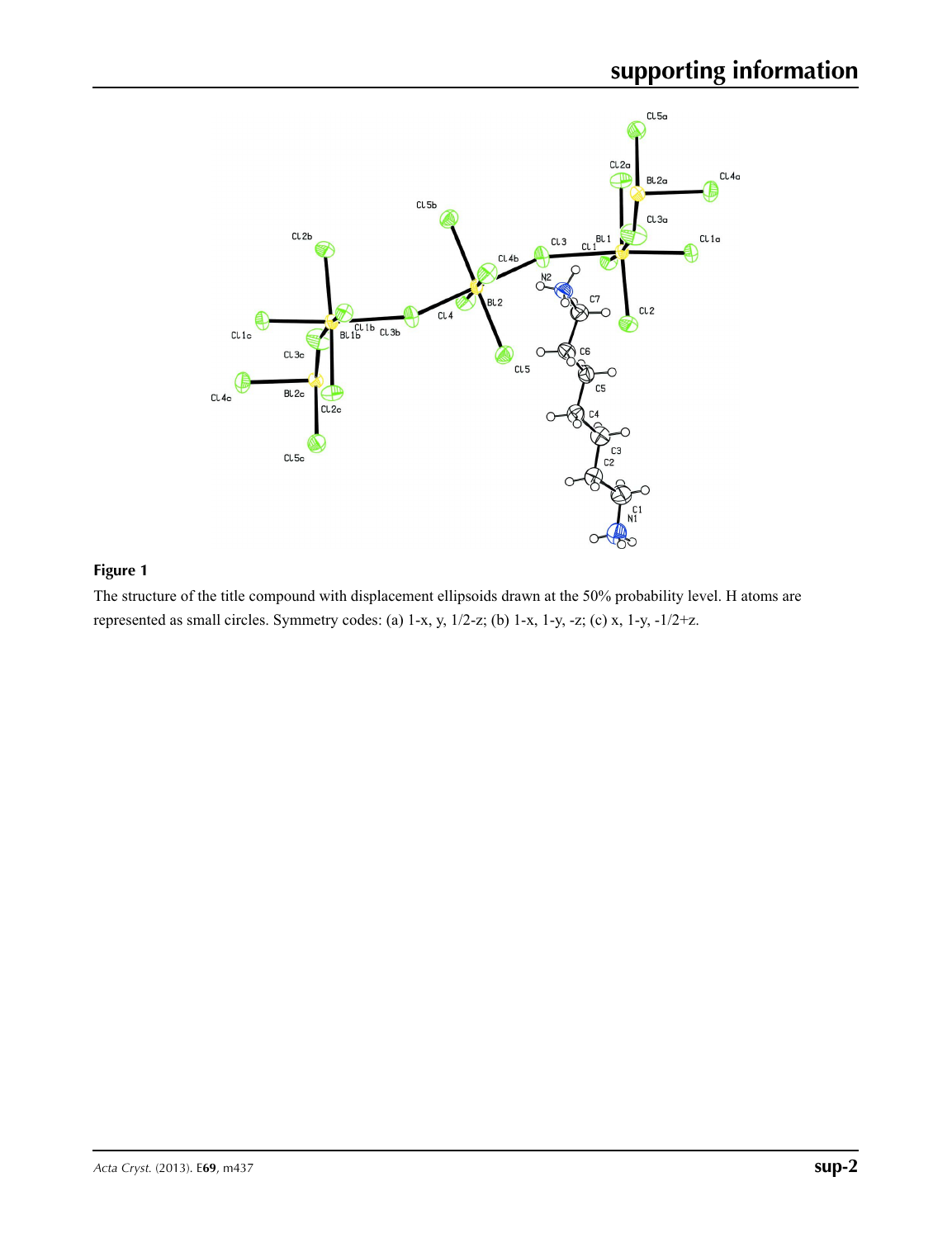**Figure 1**

The structure of the title compound with displacement ellipsoids drawn at the 50% probability level. H atoms are represented as small circles. Symmetry codes: (a) 1-x, y, 1/2-z; (b) 1-x, 1-y, -z; (c) x, 1-y, -1/2+z.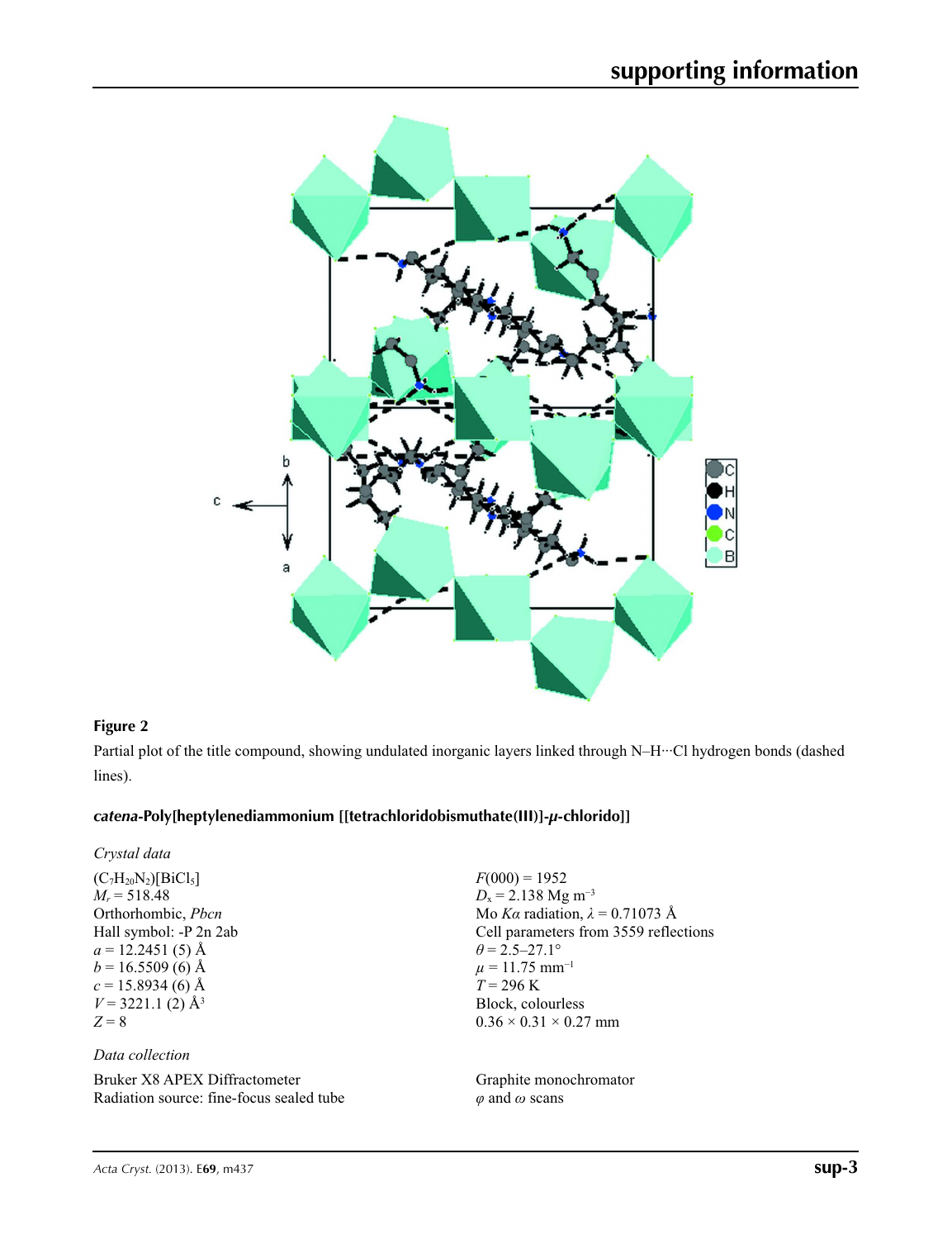**Figure 2**

Partial plot of the title compound, showing undulated inorganic layers linked through N–H···Cl hydrogen bonds (dashed lines).

### *catena*-Poly[heptylenediammonium [[tetrachloridobismuthate(III)]-*μ*-chlorido]]

*Crystal data*

| | |
|---|---|
| $(C_7H_{20}N_2)[BiCl_5]$ | $F(000) = 1952$ |
| $M_r = 518.48$ | $D_x = 2.138$ Mg m$^{-3}$ |
| Orthorhombic, *Pbcn* | Mo *Kα* radiation, $\lambda = 0.71073$ Å |
| Hall symbol: -P 2n 2ab | Cell parameters from 3559 reflections |
| $a = 12.2451$ (5) Å | $\theta = 2.5$–$27.1°$ |
| $b = 16.5509$ (6) Å | $\mu = 11.75$ mm$^{-1}$ |
| $c = 15.8934$ (6) Å | $T = 296$ K |
| $V = 3221.1$ (2) Å$^3$ | Block, colourless |
| $Z = 8$ | $0.36 \times 0.31 \times 0.27$ mm |

*Data collection*

| | |
|---|---|
| Bruker X8 APEX Diffractometer | Graphite monochromator |
| Radiation source: fine-focus sealed tube | $\varphi$ and $\omega$ scans |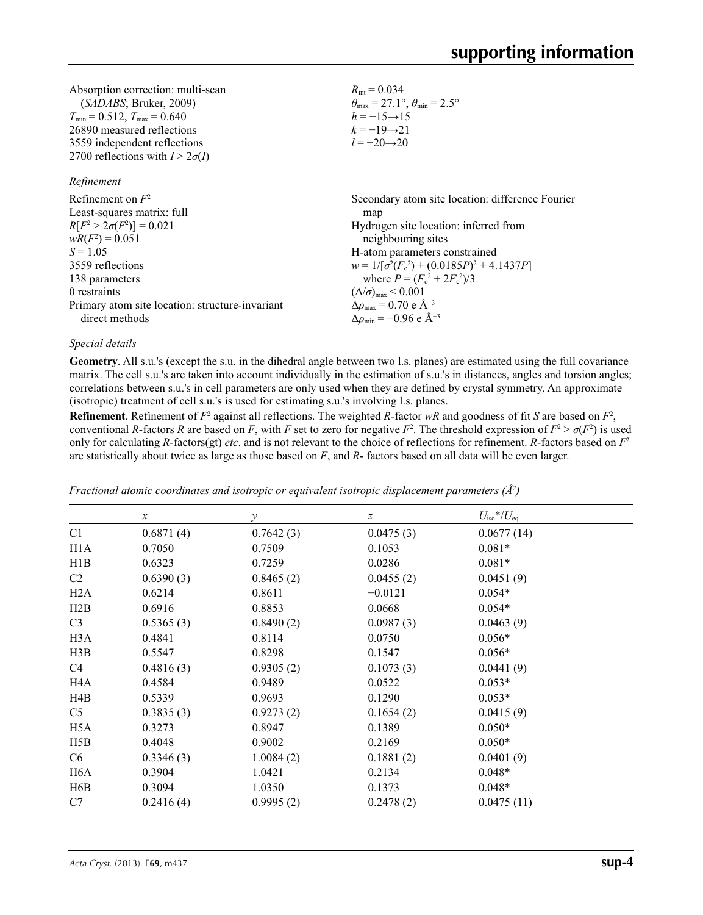Absorption correction: multi-scan (*SADABS*; Bruker, 2009)
$T_{min} = 0.512$, $T_{max} = 0.640$
26890 measured reflections
3559 independent reflections
2700 reflections with $I > 2\sigma(I)$

$R_{int} = 0.034$
$\theta_{max} = 27.1°$, $\theta_{min} = 2.5°$
$h = -15 \rightarrow 15$
$k = -19 \rightarrow 21$
$l = -20 \rightarrow 20$

*Refinement*

Refinement on $F^2$
Least-squares matrix: full
$R[F^2 > 2\sigma(F^2)] = 0.021$
$wR(F^2) = 0.051$
$S = 1.05$
3559 reflections
138 parameters
0 restraints
Primary atom site location: structure-invariant direct methods

Secondary atom site location: difference Fourier map
Hydrogen site location: inferred from neighbouring sites
H-atom parameters constrained
$w = 1/[\sigma^2(F_o^2) + (0.0185P)^2 + 4.1437P]$ where $P = (F_o^2 + 2F_c^2)/3$
$(\Delta/\sigma)_{max} < 0.001$
$\Delta\rho_{max} = 0.70$ e Å$^{-3}$
$\Delta\rho_{min} = -0.96$ e Å$^{-3}$

*Special details*

**Geometry**. All s.u.'s (except the s.u. in the dihedral angle between two l.s. planes) are estimated using the full covariance matrix. The cell s.u.'s are taken into account individually in the estimation of s.u.'s in distances, angles and torsion angles; correlations between s.u.'s in cell parameters are only used when they are defined by crystal symmetry. An approximate (isotropic) treatment of cell s.u.'s is used for estimating s.u.'s involving l.s. planes.

**Refinement**. Refinement of $F^2$ against all reflections. The weighted $R$-factor $wR$ and goodness of fit $S$ are based on $F^2$, conventional $R$-factors $R$ are based on $F$, with $F$ set to zero for negative $F^2$. The threshold expression of $F^2 > \sigma(F^2)$ is used only for calculating $R$-factors(gt) *etc*. and is not relevant to the choice of reflections for refinement. $R$-factors based on $F^2$ are statistically about twice as large as those based on $F$, and $R$- factors based on all data will be even larger.

*Fractional atomic coordinates and isotropic or equivalent isotropic displacement parameters (Å$^2$)*

| | $x$ | $y$ | $z$ | $U_{iso}$*/$U_{eq}$ |
|---|---|---|---|---|
| C1 | 0.6871 (4) | 0.7642 (3) | 0.0475 (3) | 0.0677 (14) |
| H1A | 0.7050 | 0.7509 | 0.1053 | 0.081* |
| H1B | 0.6323 | 0.7259 | 0.0286 | 0.081* |
| C2 | 0.6390 (3) | 0.8465 (2) | 0.0455 (2) | 0.0451 (9) |
| H2A | 0.6214 | 0.8611 | −0.0121 | 0.054* |
| H2B | 0.6916 | 0.8853 | 0.0668 | 0.054* |
| C3 | 0.5365 (3) | 0.8490 (2) | 0.0987 (3) | 0.0463 (9) |
| H3A | 0.4841 | 0.8114 | 0.0750 | 0.056* |
| H3B | 0.5547 | 0.8298 | 0.1547 | 0.056* |
| C4 | 0.4816 (3) | 0.9305 (2) | 0.1073 (3) | 0.0441 (9) |
| H4A | 0.4584 | 0.9489 | 0.0522 | 0.053* |
| H4B | 0.5339 | 0.9693 | 0.1290 | 0.053* |
| C5 | 0.3835 (3) | 0.9273 (2) | 0.1654 (2) | 0.0415 (9) |
| H5A | 0.3273 | 0.8947 | 0.1389 | 0.050* |
| H5B | 0.4048 | 0.9002 | 0.2169 | 0.050* |
| C6 | 0.3346 (3) | 1.0084 (2) | 0.1881 (2) | 0.0401 (9) |
| H6A | 0.3904 | 1.0421 | 0.2134 | 0.048* |
| H6B | 0.3094 | 1.0350 | 0.1373 | 0.048* |
| C7 | 0.2416 (4) | 0.9995 (2) | 0.2478 (2) | 0.0475 (11) |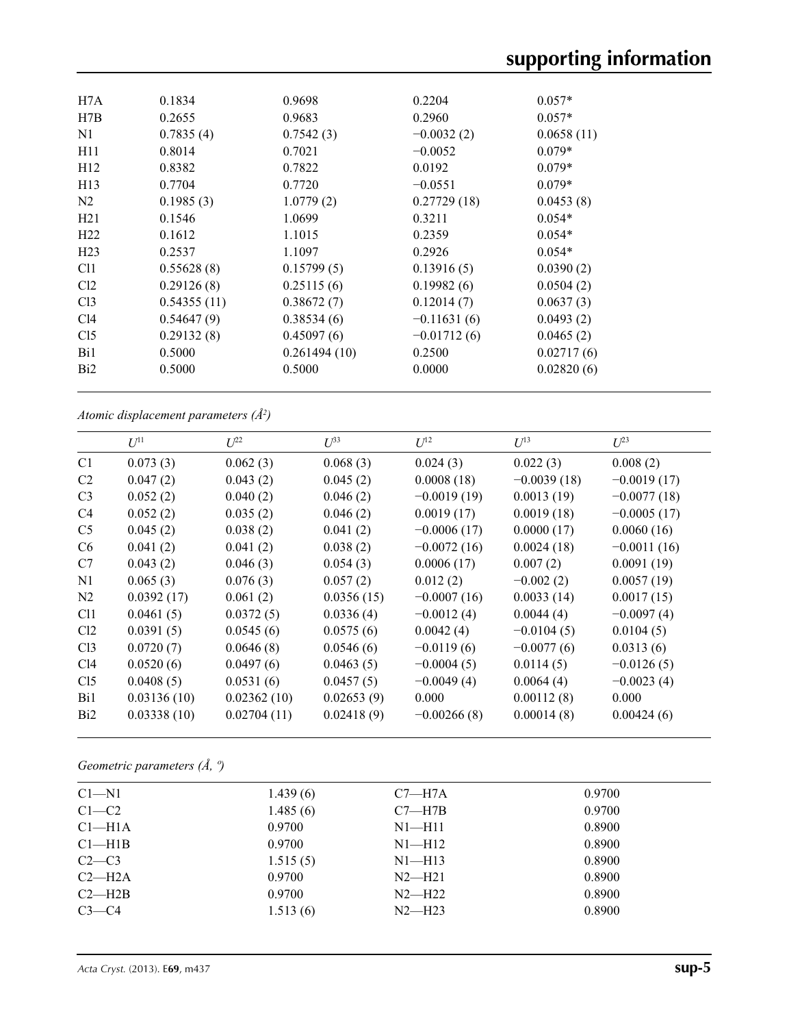| | | | | |
|---|---|---|---|---|
| H7A | 0.1834 | 0.9698 | 0.2204 | 0.057* |
| H7B | 0.2655 | 0.9683 | 0.2960 | 0.057* |
| N1 | 0.7835 (4) | 0.7542 (3) | −0.0032 (2) | 0.0658 (11) |
| H11 | 0.8014 | 0.7021 | −0.0052 | 0.079* |
| H12 | 0.8382 | 0.7822 | 0.0192 | 0.079* |
| H13 | 0.7704 | 0.7720 | −0.0551 | 0.079* |
| N2 | 0.1985 (3) | 1.0779 (2) | 0.27729 (18) | 0.0453 (8) |
| H21 | 0.1546 | 1.0699 | 0.3211 | 0.054* |
| H22 | 0.1612 | 1.1015 | 0.2359 | 0.054* |
| H23 | 0.2537 | 1.1097 | 0.2926 | 0.054* |
| Cl1 | 0.55628 (8) | 0.15799 (5) | 0.13916 (5) | 0.0390 (2) |
| Cl2 | 0.29126 (8) | 0.25115 (6) | 0.19982 (6) | 0.0504 (2) |
| Cl3 | 0.54355 (11) | 0.38672 (7) | 0.12014 (7) | 0.0637 (3) |
| Cl4 | 0.54647 (9) | 0.38534 (6) | −0.11631 (6) | 0.0493 (2) |
| Cl5 | 0.29132 (8) | 0.45097 (6) | −0.01712 (6) | 0.0465 (2) |
| Bi1 | 0.5000 | 0.261494 (10) | 0.2500 | 0.02717 (6) |
| Bi2 | 0.5000 | 0.5000 | 0.0000 | 0.02820 (6) |

*Atomic displacement parameters (Å²)*

| | $U^{11}$ | $U^{22}$ | $U^{33}$ | $U^{12}$ | $U^{13}$ | $U^{23}$ |
|---|---|---|---|---|---|---|
| C1 | 0.073 (3) | 0.062 (3) | 0.068 (3) | 0.024 (3) | 0.022 (3) | 0.008 (2) |
| C2 | 0.047 (2) | 0.043 (2) | 0.045 (2) | 0.0008 (18) | −0.0039 (18) | −0.0019 (17) |
| C3 | 0.052 (2) | 0.040 (2) | 0.046 (2) | −0.0019 (19) | 0.0013 (19) | −0.0077 (18) |
| C4 | 0.052 (2) | 0.035 (2) | 0.046 (2) | 0.0019 (17) | 0.0019 (18) | −0.0005 (17) |
| C5 | 0.045 (2) | 0.038 (2) | 0.041 (2) | −0.0006 (17) | 0.0000 (17) | 0.0060 (16) |
| C6 | 0.041 (2) | 0.041 (2) | 0.038 (2) | −0.0072 (16) | 0.0024 (18) | −0.0011 (16) |
| C7 | 0.043 (2) | 0.046 (3) | 0.054 (3) | 0.0006 (17) | 0.007 (2) | 0.0091 (19) |
| N1 | 0.065 (3) | 0.076 (3) | 0.057 (2) | 0.012 (2) | −0.002 (2) | 0.0057 (19) |
| N2 | 0.0392 (17) | 0.061 (2) | 0.0356 (15) | −0.0007 (16) | 0.0033 (14) | 0.0017 (15) |
| Cl1 | 0.0461 (5) | 0.0372 (5) | 0.0336 (4) | −0.0012 (4) | 0.0044 (4) | −0.0097 (4) |
| Cl2 | 0.0391 (5) | 0.0545 (6) | 0.0575 (6) | 0.0042 (4) | −0.0104 (5) | 0.0104 (5) |
| Cl3 | 0.0720 (7) | 0.0646 (8) | 0.0546 (6) | −0.0119 (6) | −0.0077 (6) | 0.0313 (6) |
| Cl4 | 0.0520 (6) | 0.0497 (6) | 0.0463 (5) | −0.0004 (5) | 0.0114 (5) | −0.0126 (5) |
| Cl5 | 0.0408 (5) | 0.0531 (6) | 0.0457 (5) | −0.0049 (4) | 0.0064 (4) | −0.0023 (4) |
| Bi1 | 0.03136 (10) | 0.02362 (10) | 0.02653 (9) | 0.000 | 0.00112 (8) | 0.000 |
| Bi2 | 0.03338 (10) | 0.02704 (11) | 0.02418 (9) | −0.00266 (8) | 0.00014 (8) | 0.00424 (6) |

*Geometric parameters (Å, º)*

| | | | |
|---|---|---|---|
| C1—N1 | 1.439 (6) | C7—H7A | 0.9700 |
| C1—C2 | 1.485 (6) | C7—H7B | 0.9700 |
| C1—H1A | 0.9700 | N1—H11 | 0.8900 |
| C1—H1B | 0.9700 | N1—H12 | 0.8900 |
| C2—C3 | 1.515 (5) | N1—H13 | 0.8900 |
| C2—H2A | 0.9700 | N2—H21 | 0.8900 |
| C2—H2B | 0.9700 | N2—H22 | 0.8900 |
| C3—C4 | 1.513 (6) | N2—H23 | 0.8900 |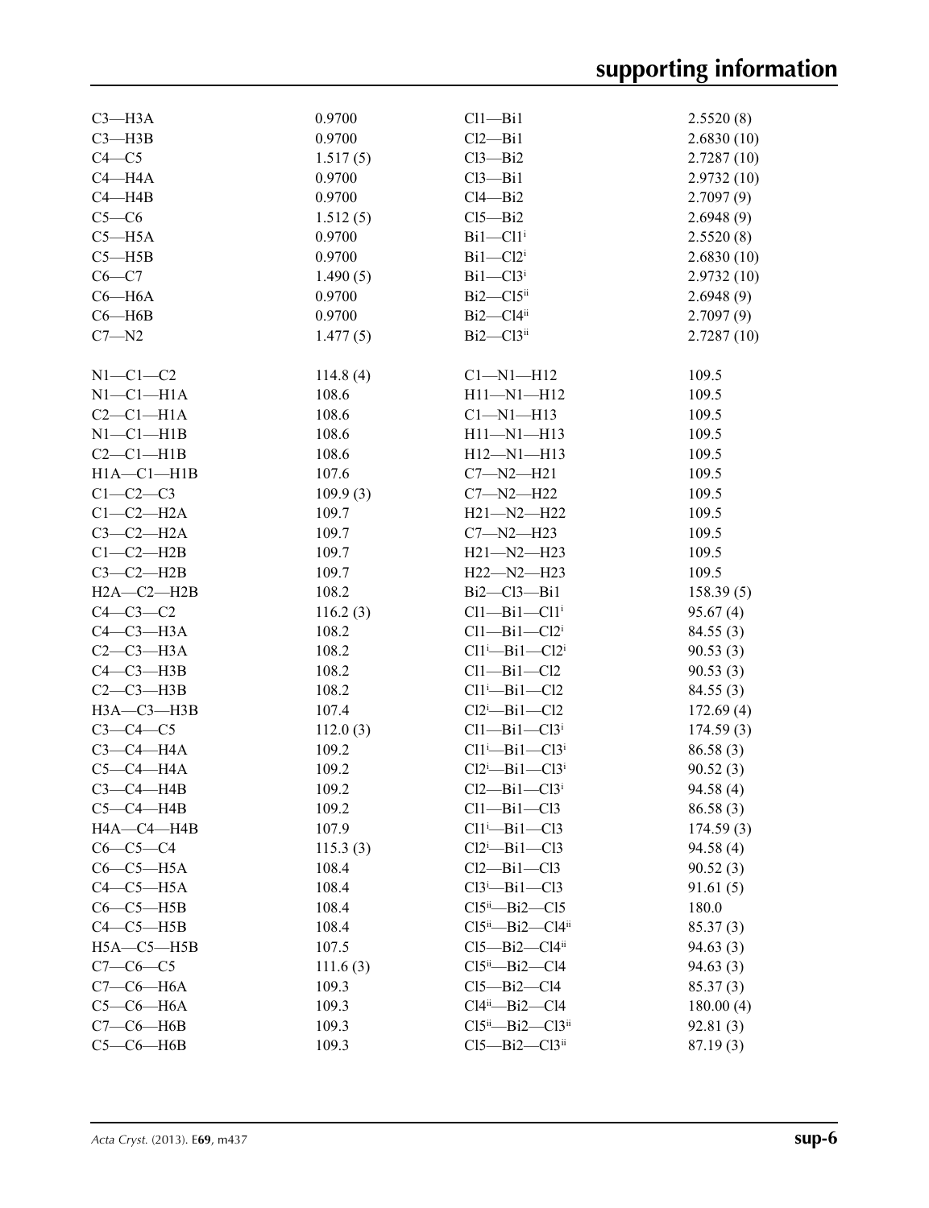| | | | |
|---|---|---|---|
| C3—H3A | 0.9700 | Cl1—Bi1 | 2.5520 (8) |
| C3—H3B | 0.9700 | Cl2—Bi1 | 2.6830 (10) |
| C4—C5 | 1.517 (5) | Cl3—Bi2 | 2.7287 (10) |
| C4—H4A | 0.9700 | Cl3—Bi1 | 2.9732 (10) |
| C4—H4B | 0.9700 | Cl4—Bi2 | 2.7097 (9) |
| C5—C6 | 1.512 (5) | Cl5—Bi2 | 2.6948 (9) |
| C5—H5A | 0.9700 | Bi1—Cl1$^{i}$ | 2.5520 (8) |
| C5—H5B | 0.9700 | Bi1—Cl2$^{i}$ | 2.6830 (10) |
| C6—C7 | 1.490 (5) | Bi1—Cl3$^{i}$ | 2.9732 (10) |
| C6—H6A | 0.9700 | Bi2—Cl5$^{ii}$ | 2.6948 (9) |
| C6—H6B | 0.9700 | Bi2—Cl4$^{ii}$ | 2.7097 (9) |
| C7—N2 | 1.477 (5) | Bi2—Cl3$^{ii}$ | 2.7287 (10) |
| | | | |
| N1—C1—C2 | 114.8 (4) | C1—N1—H12 | 109.5 |
| N1—C1—H1A | 108.6 | H11—N1—H12 | 109.5 |
| C2—C1—H1A | 108.6 | C1—N1—H13 | 109.5 |
| N1—C1—H1B | 108.6 | H11—N1—H13 | 109.5 |
| C2—C1—H1B | 108.6 | H12—N1—H13 | 109.5 |
| H1A—C1—H1B | 107.6 | C7—N2—H21 | 109.5 |
| C1—C2—C3 | 109.9 (3) | C7—N2—H22 | 109.5 |
| C1—C2—H2A | 109.7 | H21—N2—H22 | 109.5 |
| C3—C2—H2A | 109.7 | C7—N2—H23 | 109.5 |
| C1—C2—H2B | 109.7 | H21—N2—H23 | 109.5 |
| C3—C2—H2B | 109.7 | H22—N2—H23 | 109.5 |
| H2A—C2—H2B | 108.2 | Bi2—Cl3—Bi1 | 158.39 (5) |
| C4—C3—C2 | 116.2 (3) | Cl1—Bi1—Cl1$^{i}$ | 95.67 (4) |
| C4—C3—H3A | 108.2 | Cl1—Bi1—Cl2$^{i}$ | 84.55 (3) |
| C2—C3—H3A | 108.2 | Cl1$^{i}$—Bi1—Cl2$^{i}$ | 90.53 (3) |
| C4—C3—H3B | 108.2 | Cl1—Bi1—Cl2 | 90.53 (3) |
| C2—C3—H3B | 108.2 | Cl1$^{i}$—Bi1—Cl2 | 84.55 (3) |
| H3A—C3—H3B | 107.4 | Cl2$^{i}$—Bi1—Cl2 | 172.69 (4) |
| C3—C4—C5 | 112.0 (3) | Cl1—Bi1—Cl3$^{i}$ | 174.59 (3) |
| C3—C4—H4A | 109.2 | Cl1$^{i}$—Bi1—Cl3$^{i}$ | 86.58 (3) |
| C5—C4—H4A | 109.2 | Cl2$^{i}$—Bi1—Cl3$^{i}$ | 90.52 (3) |
| C3—C4—H4B | 109.2 | Cl2—Bi1—Cl3$^{i}$ | 94.58 (4) |
| C5—C4—H4B | 109.2 | Cl1—Bi1—Cl3 | 86.58 (3) |
| H4A—C4—H4B | 107.9 | Cl1$^{i}$—Bi1—Cl3 | 174.59 (3) |
| C6—C5—C4 | 115.3 (3) | Cl2$^{i}$—Bi1—Cl3 | 94.58 (4) |
| C6—C5—H5A | 108.4 | Cl2—Bi1—Cl3 | 90.52 (3) |
| C4—C5—H5A | 108.4 | Cl3$^{i}$—Bi1—Cl3 | 91.61 (5) |
| C6—C5—H5B | 108.4 | Cl5$^{ii}$—Bi2—Cl5 | 180.0 |
| C4—C5—H5B | 108.4 | Cl5$^{ii}$—Bi2—Cl4$^{ii}$ | 85.37 (3) |
| H5A—C5—H5B | 107.5 | Cl5—Bi2—Cl4$^{ii}$ | 94.63 (3) |
| C7—C6—C5 | 111.6 (3) | Cl5$^{ii}$—Bi2—Cl4 | 94.63 (3) |
| C7—C6—H6A | 109.3 | Cl5—Bi2—Cl4 | 85.37 (3) |
| C5—C6—H6A | 109.3 | Cl4$^{ii}$—Bi2—Cl4 | 180.00 (4) |
| C7—C6—H6B | 109.3 | Cl5$^{ii}$—Bi2—Cl3$^{ii}$ | 92.81 (3) |
| C5—C6—H6B | 109.3 | Cl5—Bi2—Cl3$^{ii}$ | 87.19 (3) |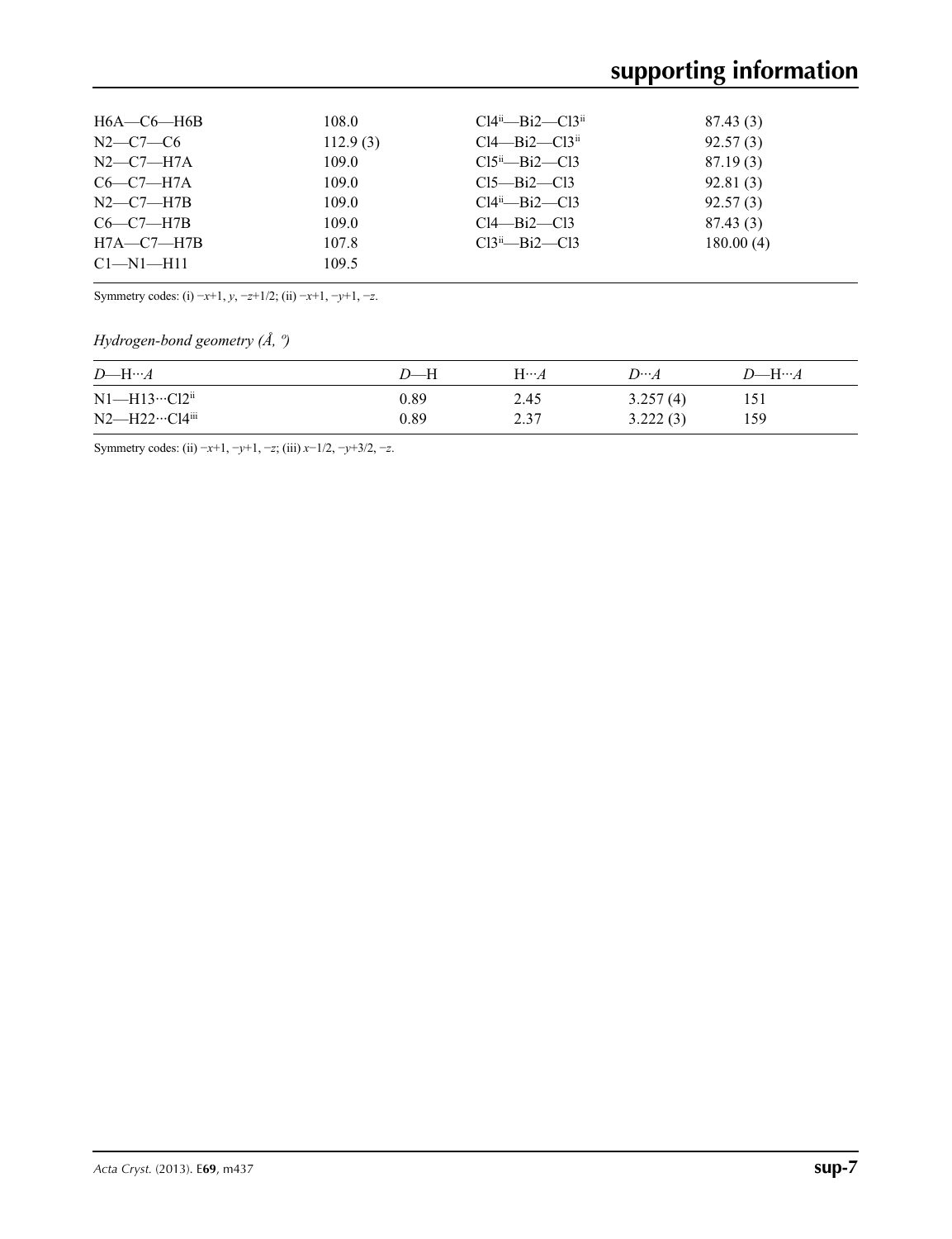| | | | |
|---|---|---|---|
| H6A—C6—H6B | 108.0 | Cl4[ii]—Bi2—Cl3[ii] | 87.43 (3) |
| N2—C7—C6 | 112.9 (3) | Cl4—Bi2—Cl3[ii] | 92.57 (3) |
| N2—C7—H7A | 109.0 | Cl5[ii]—Bi2—Cl3 | 87.19 (3) |
| C6—C7—H7A | 109.0 | Cl5—Bi2—Cl3 | 92.81 (3) |
| N2—C7—H7B | 109.0 | Cl4[ii]—Bi2—Cl3 | 92.57 (3) |
| C6—C7—H7B | 109.0 | Cl4—Bi2—Cl3 | 87.43 (3) |
| H7A—C7—H7B | 107.8 | Cl3[ii]—Bi2—Cl3 | 180.00 (4) |
| C1—N1—H11 | 109.5 | | |

Symmetry codes: (i) −x+1, y, −z+1/2; (ii) −x+1, −y+1, −z.

*Hydrogen-bond geometry (Å, º)*

| *D*—H···*A* | *D*—H | H···*A* | *D*···*A* | *D*—H···*A* |
|---|---|---|---|---|
| N1—H13···Cl2[ii] | 0.89 | 2.45 | 3.257 (4) | 151 |
| N2—H22···Cl4[iii] | 0.89 | 2.37 | 3.222 (3) | 159 |

Symmetry codes: (ii) −x+1, −y+1, −z; (iii) x−1/2, −y+3/2, −z.